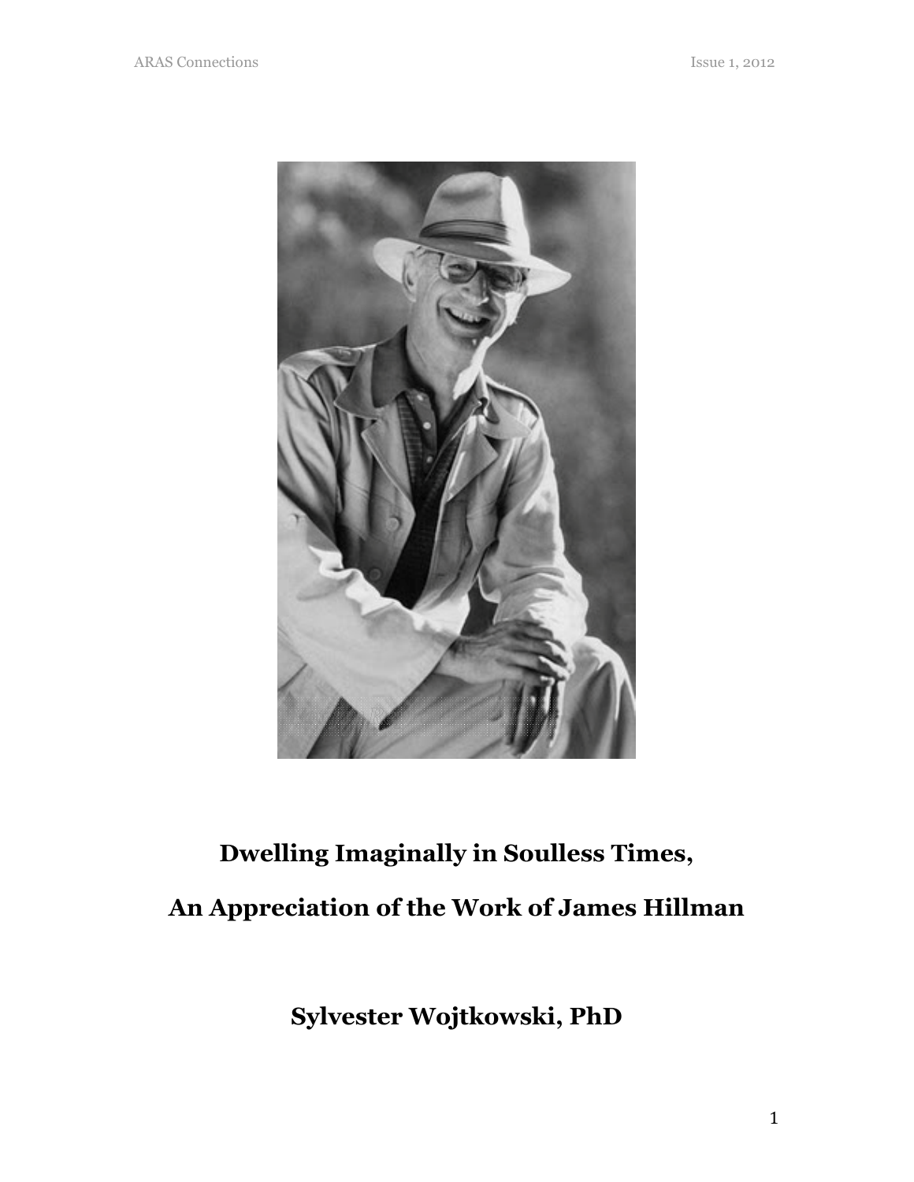# Dwelling Imaginally in Soulless Times,

# An Appreciation of the Work of James Hillman

**Sylvester Wojtkowski, PhD**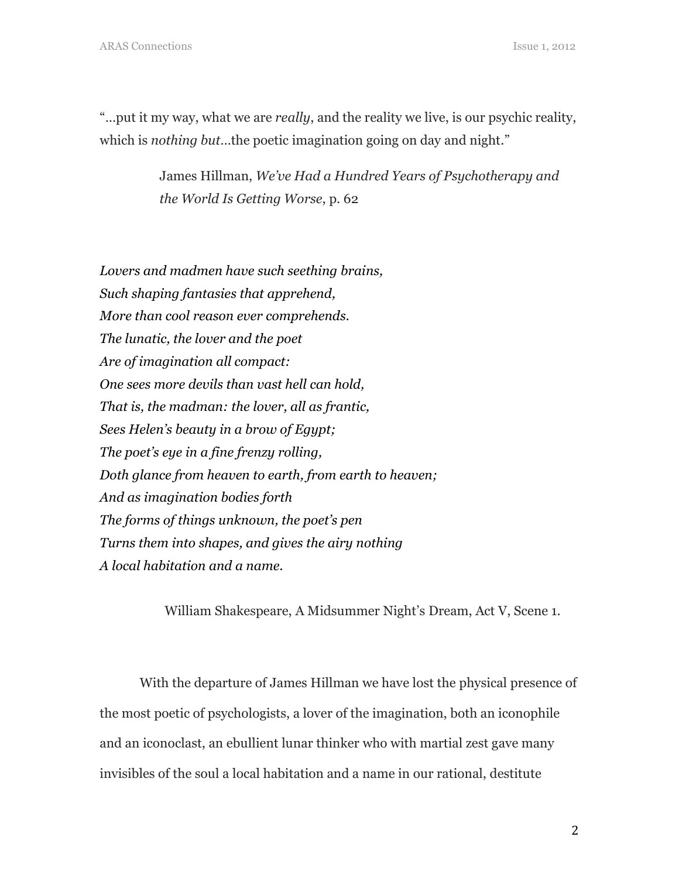"…put it my way, what we are *really*, and the reality we live, is our psychic reality, which is *nothing but*…the poetic imagination going on day and night."

> James Hillman, *We've Had a Hundred Years of Psychotherapy and the World Is Getting Worse*, p. 62

*Lovers and madmen have such seething brains,*  
*Such shaping fantasies that apprehend,*  
*More than cool reason ever comprehends.*  
*The lunatic, the lover and the poet*  
*Are of imagination all compact:*  
*One sees more devils than vast hell can hold,*  
*That is, the madman: the lover, all as frantic,*  
*Sees Helen's beauty in a brow of Egypt;*  
*The poet's eye in a fine frenzy rolling,*  
*Doth glance from heaven to earth, from earth to heaven;*  
*And as imagination bodies forth*  
*The forms of things unknown, the poet's pen*  
*Turns them into shapes, and gives the airy nothing*  
*A local habitation and a name.*

> William Shakespeare, A Midsummer Night's Dream, Act V, Scene 1.

With the departure of James Hillman we have lost the physical presence of the most poetic of psychologists, a lover of the imagination, both an iconophile and an iconoclast, an ebullient lunar thinker who with martial zest gave many invisibles of the soul a local habitation and a name in our rational, destitute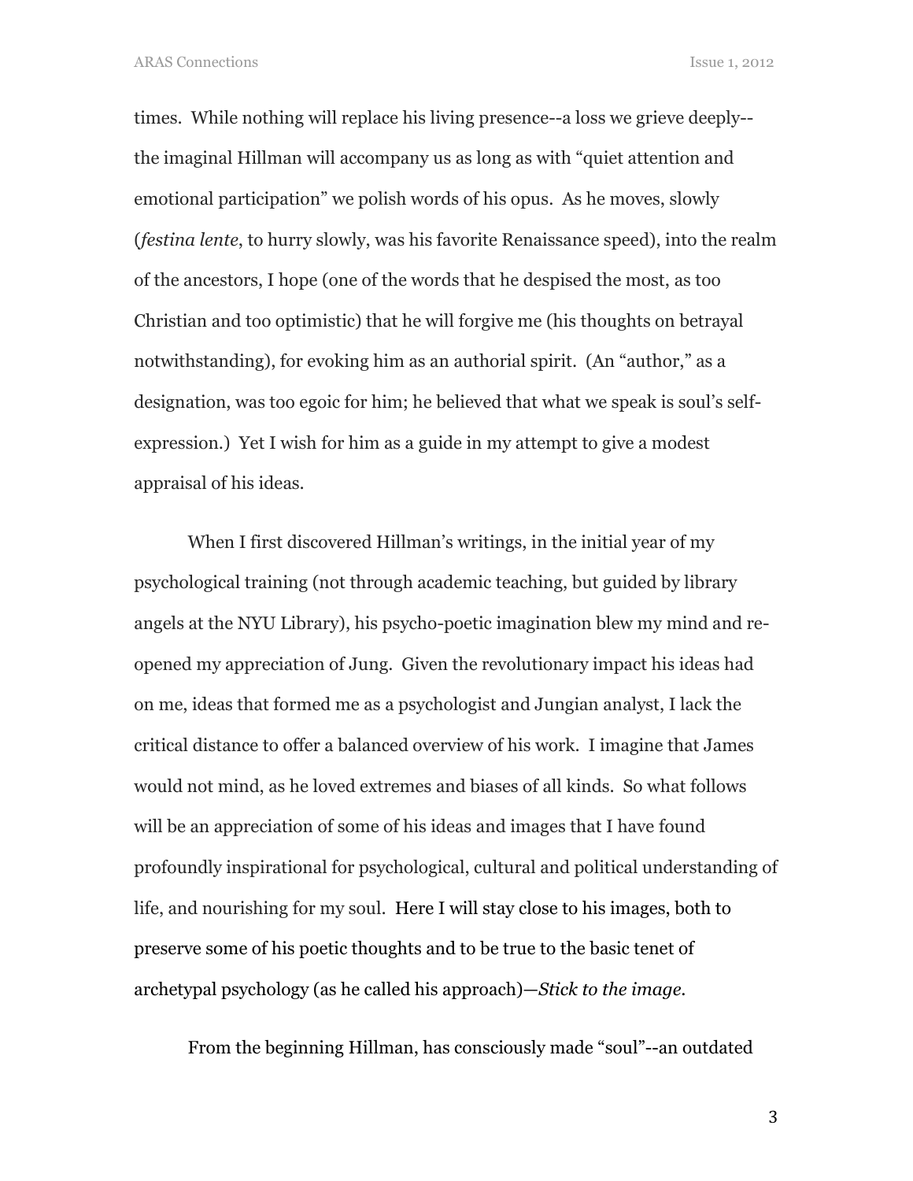times.  While nothing will replace his living presence--a loss we grieve deeply--the imaginal Hillman will accompany us as long as with "quiet attention and emotional participation" we polish words of his opus.  As he moves, slowly (*festina lente*, to hurry slowly, was his favorite Renaissance speed), into the realm of the ancestors, I hope (one of the words that he despised the most, as too Christian and too optimistic) that he will forgive me (his thoughts on betrayal notwithstanding), for evoking him as an authorial spirit.  (An "author," as a designation, was too egoic for him; he believed that what we speak is soul's self-expression.)  Yet I wish for him as a guide in my attempt to give a modest appraisal of his ideas.

When I first discovered Hillman's writings, in the initial year of my psychological training (not through academic teaching, but guided by library angels at the NYU Library), his psycho-poetic imagination blew my mind and re-opened my appreciation of Jung.  Given the revolutionary impact his ideas had on me, ideas that formed me as a psychologist and Jungian analyst, I lack the critical distance to offer a balanced overview of his work.  I imagine that James would not mind, as he loved extremes and biases of all kinds.  So what follows will be an appreciation of some of his ideas and images that I have found profoundly inspirational for psychological, cultural and political understanding of life, and nourishing for my soul.  Here I will stay close to his images, both to preserve some of his poetic thoughts and to be true to the basic tenet of archetypal psychology (as he called his approach)—*Stick to the image.*

From the beginning Hillman, has consciously made "soul"--an outdated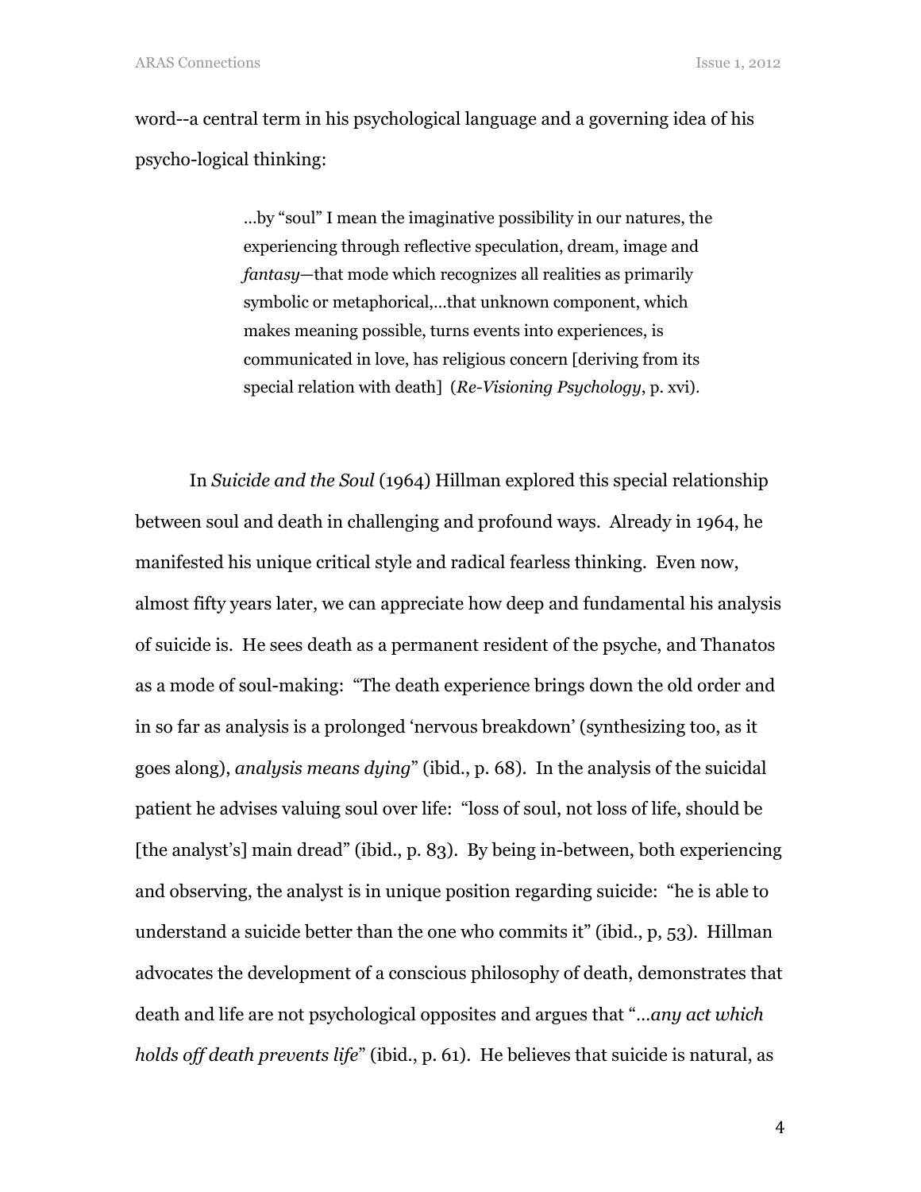word--a central term in his psychological language and a governing idea of his psycho-logical thinking:

> …by "soul" I mean the imaginative possibility in our natures, the experiencing through reflective speculation, dream, image and *fantasy*—that mode which recognizes all realities as primarily symbolic or metaphorical,…that unknown component, which makes meaning possible, turns events into experiences, is communicated in love, has religious concern [deriving from its special relation with death] (*Re-Visioning Psychology*, p. xvi).

In *Suicide and the Soul* (1964) Hillman explored this special relationship between soul and death in challenging and profound ways. Already in 1964, he manifested his unique critical style and radical fearless thinking. Even now, almost fifty years later, we can appreciate how deep and fundamental his analysis of suicide is. He sees death as a permanent resident of the psyche, and Thanatos as a mode of soul-making: "The death experience brings down the old order and in so far as analysis is a prolonged 'nervous breakdown' (synthesizing too, as it goes along), *analysis means dying*" (ibid., p. 68). In the analysis of the suicidal patient he advises valuing soul over life: "loss of soul, not loss of life, should be [the analyst's] main dread" (ibid., p. 83). By being in-between, both experiencing and observing, the analyst is in unique position regarding suicide: "he is able to understand a suicide better than the one who commits it" (ibid., p, 53). Hillman advocates the development of a conscious philosophy of death, demonstrates that death and life are not psychological opposites and argues that "*…any act which holds off death prevents life*" (ibid., p. 61). He believes that suicide is natural, as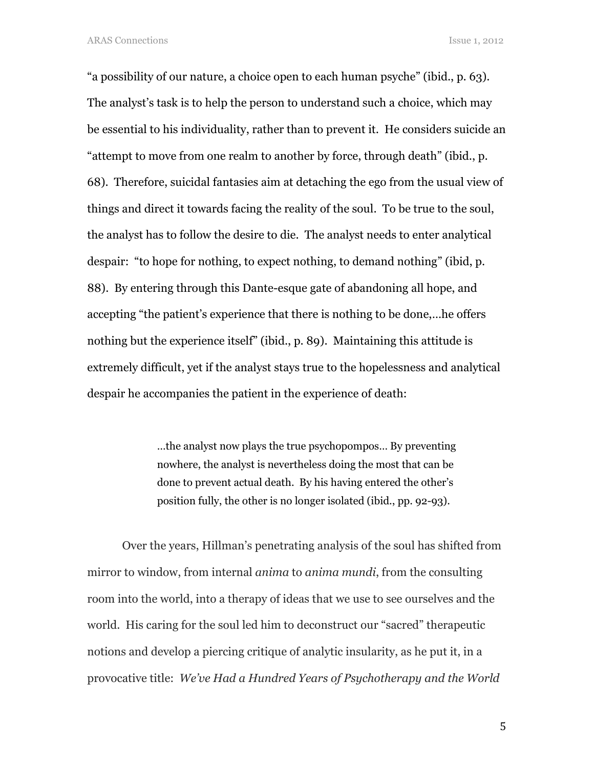"a possibility of our nature, a choice open to each human psyche" (ibid., p. 63). The analyst's task is to help the person to understand such a choice, which may be essential to his individuality, rather than to prevent it. He considers suicide an "attempt to move from one realm to another by force, through death" (ibid., p. 68). Therefore, suicidal fantasies aim at detaching the ego from the usual view of things and direct it towards facing the reality of the soul. To be true to the soul, the analyst has to follow the desire to die. The analyst needs to enter analytical despair: "to hope for nothing, to expect nothing, to demand nothing" (ibid, p. 88). By entering through this Dante-esque gate of abandoning all hope, and accepting "the patient's experience that there is nothing to be done,…he offers nothing but the experience itself" (ibid., p. 89). Maintaining this attitude is extremely difficult, yet if the analyst stays true to the hopelessness and analytical despair he accompanies the patient in the experience of death:

> …the analyst now plays the true psychopompos… By preventing nowhere, the analyst is nevertheless doing the most that can be done to prevent actual death. By his having entered the other's position fully, the other is no longer isolated (ibid., pp. 92-93).

Over the years, Hillman's penetrating analysis of the soul has shifted from mirror to window, from internal *anima* to *anima mundi*, from the consulting room into the world, into a therapy of ideas that we use to see ourselves and the world. His caring for the soul led him to deconstruct our "sacred" therapeutic notions and develop a piercing critique of analytic insularity, as he put it, in a provocative title: *We've Had a Hundred Years of Psychotherapy and the World*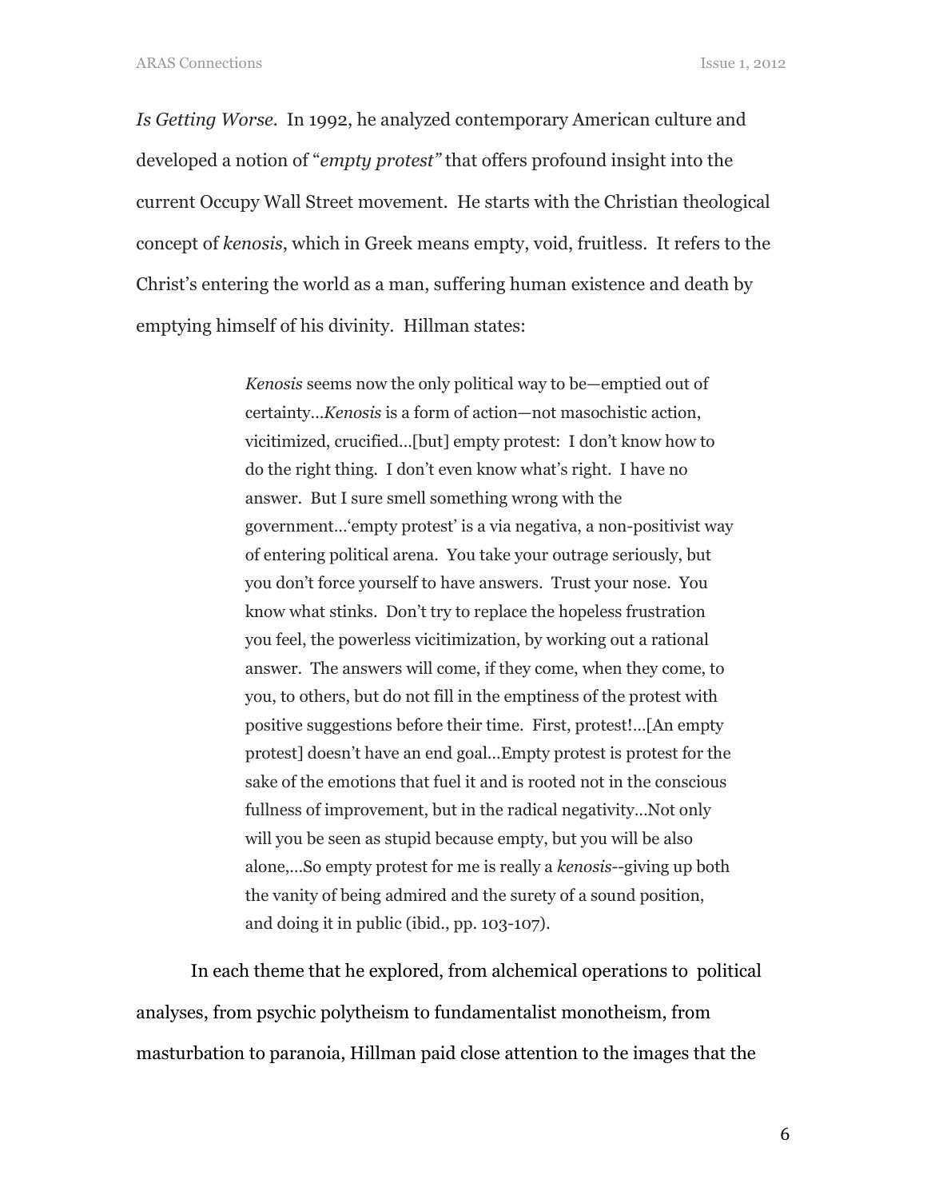*Is Getting Worse*. In 1992, he analyzed contemporary American culture and developed a notion of "*empty protest"* that offers profound insight into the current Occupy Wall Street movement. He starts with the Christian theological concept of *kenosis*, which in Greek means empty, void, fruitless. It refers to the Christ's entering the world as a man, suffering human existence and death by emptying himself of his divinity. Hillman states:

> *Kenosis* seems now the only political way to be—emptied out of certainty…*Kenosis* is a form of action—not masochistic action, vicitimized, crucified…[but] empty protest: I don't know how to do the right thing. I don't even know what's right. I have no answer. But I sure smell something wrong with the government…'empty protest' is a via negativa, a non-positivist way of entering political arena. You take your outrage seriously, but you don't force yourself to have answers. Trust your nose. You know what stinks. Don't try to replace the hopeless frustration you feel, the powerless vicitimization, by working out a rational answer. The answers will come, if they come, when they come, to you, to others, but do not fill in the emptiness of the protest with positive suggestions before their time. First, protest!…[An empty protest] doesn't have an end goal…Empty protest is protest for the sake of the emotions that fuel it and is rooted not in the conscious fullness of improvement, but in the radical negativity…Not only will you be seen as stupid because empty, but you will be also alone,…So empty protest for me is really a *kenosis*--giving up both the vanity of being admired and the surety of a sound position, and doing it in public (ibid., pp. 103-107).

In each theme that he explored, from alchemical operations to political analyses, from psychic polytheism to fundamentalist monotheism, from masturbation to paranoia, Hillman paid close attention to the images that the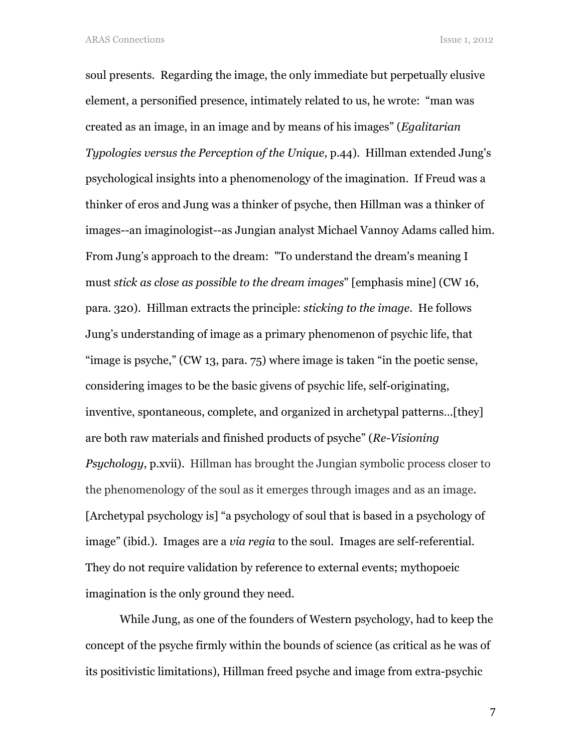soul presents. Regarding the image, the only immediate but perpetually elusive element, a personified presence, intimately related to us, he wrote: "man was created as an image, in an image and by means of his images" (*Egalitarian Typologies versus the Perception of the Unique*, p.44). Hillman extended Jung's psychological insights into a phenomenology of the imagination. If Freud was a thinker of eros and Jung was a thinker of psyche, then Hillman was a thinker of images--an imaginologist--as Jungian analyst Michael Vannoy Adams called him. From Jung's approach to the dream: "To understand the dream's meaning I must *stick as close as possible to the dream images*" [emphasis mine] (CW 16, para. 320). Hillman extracts the principle: *sticking to the image*. He follows Jung's understanding of image as a primary phenomenon of psychic life, that "image is psyche," (CW 13, para. 75) where image is taken "in the poetic sense, considering images to be the basic givens of psychic life, self-originating, inventive, spontaneous, complete, and organized in archetypal patterns…[they] are both raw materials and finished products of psyche" (*Re-Visioning Psychology*, p.xvii). Hillman has brought the Jungian symbolic process closer to the phenomenology of the soul as it emerges through images and as an image. [Archetypal psychology is] "a psychology of soul that is based in a psychology of image" (ibid.). Images are a *via regia* to the soul. Images are self-referential. They do not require validation by reference to external events; mythopoeic imagination is the only ground they need.

While Jung, as one of the founders of Western psychology, had to keep the concept of the psyche firmly within the bounds of science (as critical as he was of its positivistic limitations), Hillman freed psyche and image from extra-psychic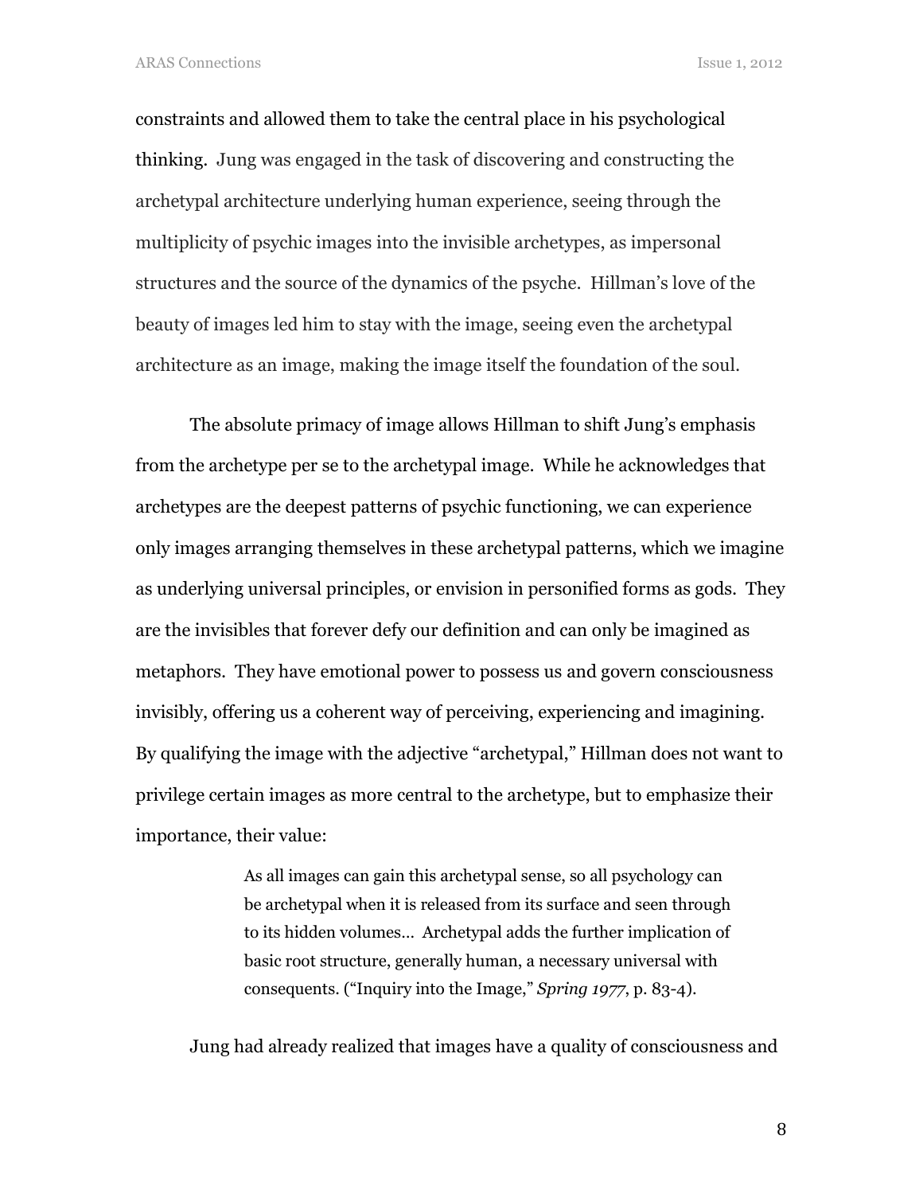constraints and allowed them to take the central place in his psychological thinking. Jung was engaged in the task of discovering and constructing the archetypal architecture underlying human experience, seeing through the multiplicity of psychic images into the invisible archetypes, as impersonal structures and the source of the dynamics of the psyche. Hillman's love of the beauty of images led him to stay with the image, seeing even the archetypal architecture as an image, making the image itself the foundation of the soul.

The absolute primacy of image allows Hillman to shift Jung's emphasis from the archetype per se to the archetypal image. While he acknowledges that archetypes are the deepest patterns of psychic functioning, we can experience only images arranging themselves in these archetypal patterns, which we imagine as underlying universal principles, or envision in personified forms as gods. They are the invisibles that forever defy our definition and can only be imagined as metaphors. They have emotional power to possess us and govern consciousness invisibly, offering us a coherent way of perceiving, experiencing and imagining. By qualifying the image with the adjective "archetypal," Hillman does not want to privilege certain images as more central to the archetype, but to emphasize their importance, their value:

> As all images can gain this archetypal sense, so all psychology can be archetypal when it is released from its surface and seen through to its hidden volumes… Archetypal adds the further implication of basic root structure, generally human, a necessary universal with consequents. ("Inquiry into the Image," *Spring 1977*, p. 83-4).

Jung had already realized that images have a quality of consciousness and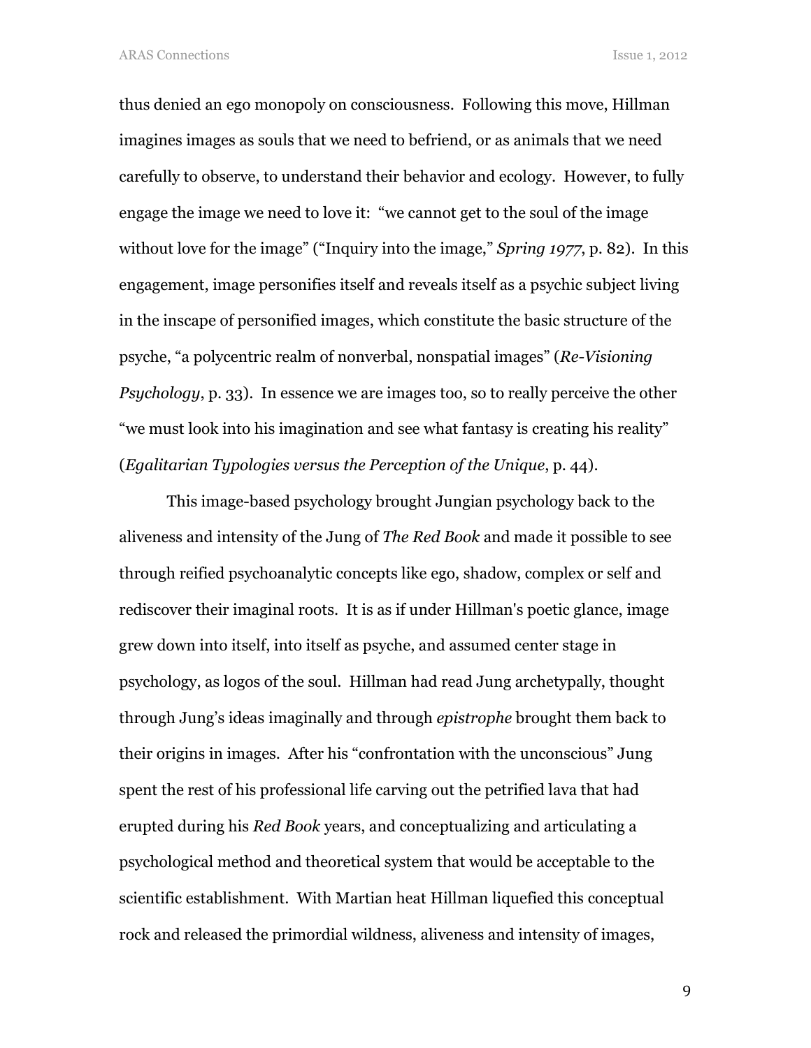thus denied an ego monopoly on consciousness. Following this move, Hillman imagines images as souls that we need to befriend, or as animals that we need carefully to observe, to understand their behavior and ecology. However, to fully engage the image we need to love it: "we cannot get to the soul of the image without love for the image" ("Inquiry into the image," *Spring 1977*, p. 82). In this engagement, image personifies itself and reveals itself as a psychic subject living in the inscape of personified images, which constitute the basic structure of the psyche, "a polycentric realm of nonverbal, nonspatial images" (*Re-Visioning Psychology*, p. 33). In essence we are images too, so to really perceive the other "we must look into his imagination and see what fantasy is creating his reality" (*Egalitarian Typologies versus the Perception of the Unique*, p. 44).

This image-based psychology brought Jungian psychology back to the aliveness and intensity of the Jung of *The Red Book* and made it possible to see through reified psychoanalytic concepts like ego, shadow, complex or self and rediscover their imaginal roots. It is as if under Hillman's poetic glance, image grew down into itself, into itself as psyche, and assumed center stage in psychology, as logos of the soul. Hillman had read Jung archetypally, thought through Jung's ideas imaginally and through *epistrophe* brought them back to their origins in images. After his "confrontation with the unconscious" Jung spent the rest of his professional life carving out the petrified lava that had erupted during his *Red Book* years, and conceptualizing and articulating a psychological method and theoretical system that would be acceptable to the scientific establishment. With Martian heat Hillman liquefied this conceptual rock and released the primordial wildness, aliveness and intensity of images,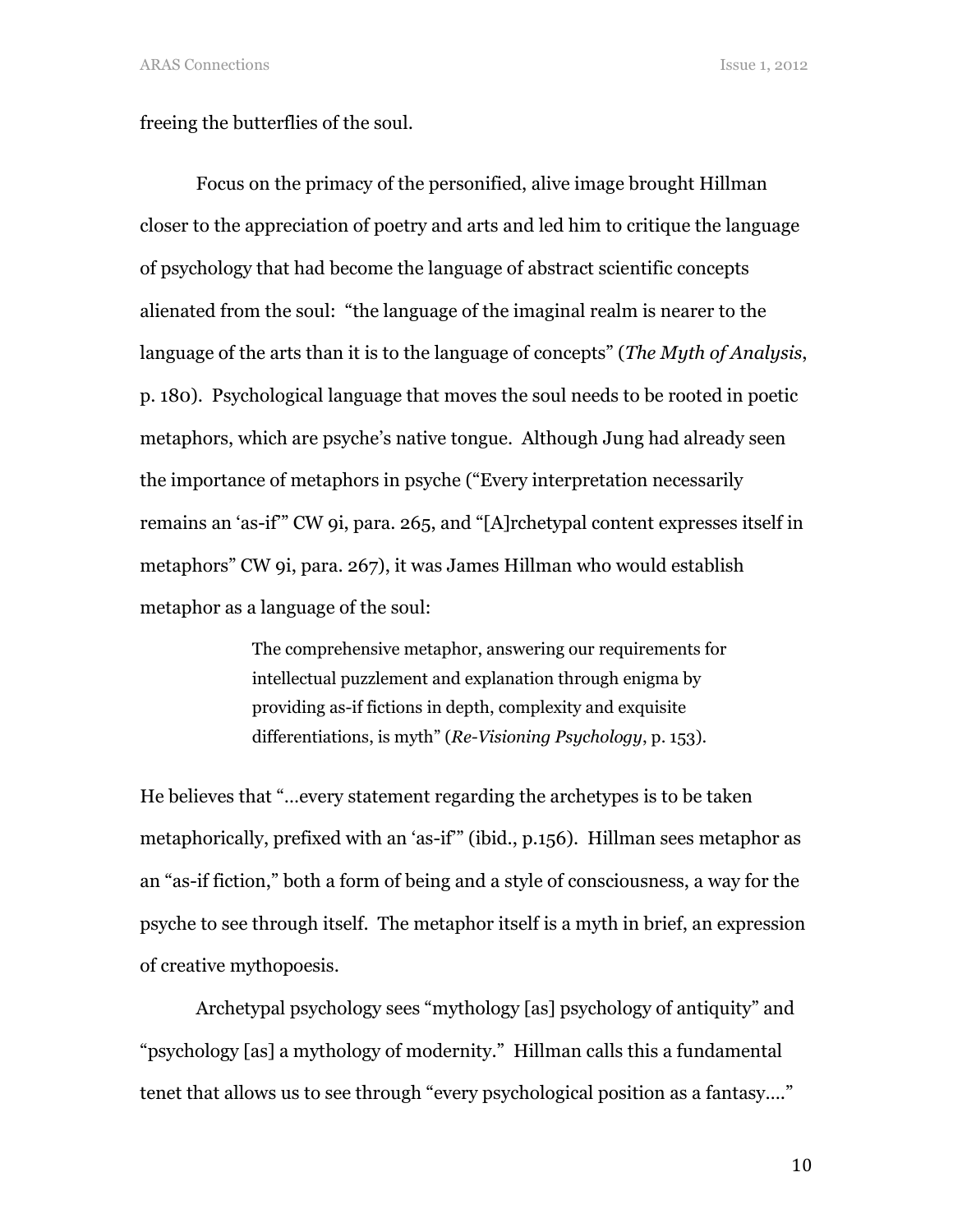freeing the butterflies of the soul.

Focus on the primacy of the personified, alive image brought Hillman closer to the appreciation of poetry and arts and led him to critique the language of psychology that had become the language of abstract scientific concepts alienated from the soul: "the language of the imaginal realm is nearer to the language of the arts than it is to the language of concepts" (*The Myth of Analysis*, p. 180). Psychological language that moves the soul needs to be rooted in poetic metaphors, which are psyche's native tongue. Although Jung had already seen the importance of metaphors in psyche ("Every interpretation necessarily remains an 'as-if'" CW 9i, para. 265, and "[A]rchetypal content expresses itself in metaphors" CW 9i, para. 267), it was James Hillman who would establish metaphor as a language of the soul:

> The comprehensive metaphor, answering our requirements for intellectual puzzlement and explanation through enigma by providing as-if fictions in depth, complexity and exquisite differentiations, is myth" (*Re-Visioning Psychology*, p. 153).

He believes that "…every statement regarding the archetypes is to be taken metaphorically, prefixed with an 'as-if'" (ibid., p.156). Hillman sees metaphor as an "as-if fiction," both a form of being and a style of consciousness, a way for the psyche to see through itself. The metaphor itself is a myth in brief, an expression of creative mythopoesis.

Archetypal psychology sees "mythology [as] psychology of antiquity" and "psychology [as] a mythology of modernity." Hillman calls this a fundamental tenet that allows us to see through "every psychological position as a fantasy…."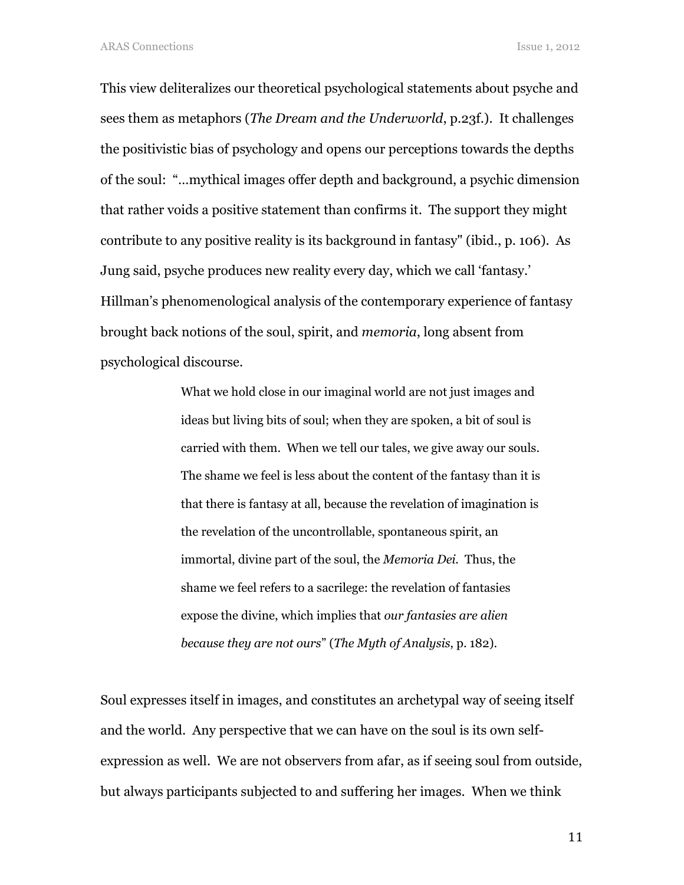This view deliteralizes our theoretical psychological statements about psyche and sees them as metaphors (*The Dream and the Underworld*, p.23f.). It challenges the positivistic bias of psychology and opens our perceptions towards the depths of the soul: "…mythical images offer depth and background, a psychic dimension that rather voids a positive statement than confirms it. The support they might contribute to any positive reality is its background in fantasy" (ibid., p. 106). As Jung said, psyche produces new reality every day, which we call 'fantasy.' Hillman's phenomenological analysis of the contemporary experience of fantasy brought back notions of the soul, spirit, and *memoria*, long absent from psychological discourse.

> What we hold close in our imaginal world are not just images and ideas but living bits of soul; when they are spoken, a bit of soul is carried with them. When we tell our tales, we give away our souls. The shame we feel is less about the content of the fantasy than it is that there is fantasy at all, because the revelation of imagination is the revelation of the uncontrollable, spontaneous spirit, an immortal, divine part of the soul, the *Memoria Dei*. Thus, the shame we feel refers to a sacrilege: the revelation of fantasies expose the divine, which implies that *our fantasies are alien because they are not ours*" (*The Myth of Analysis*, p. 182).

Soul expresses itself in images, and constitutes an archetypal way of seeing itself and the world. Any perspective that we can have on the soul is its own self-expression as well. We are not observers from afar, as if seeing soul from outside, but always participants subjected to and suffering her images. When we think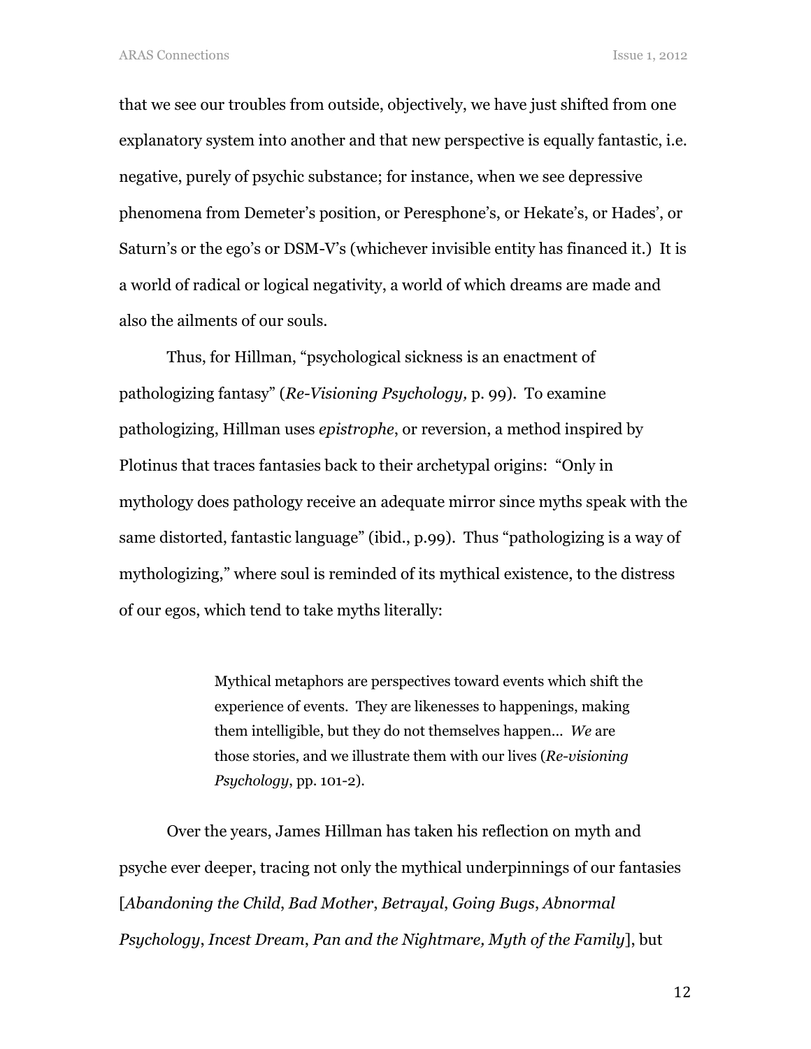that we see our troubles from outside, objectively, we have just shifted from one explanatory system into another and that new perspective is equally fantastic, i.e. negative, purely of psychic substance; for instance, when we see depressive phenomena from Demeter's position, or Peresphone's, or Hekate's, or Hades', or Saturn's or the ego's or DSM-V's (whichever invisible entity has financed it.) It is a world of radical or logical negativity, a world of which dreams are made and also the ailments of our souls.

Thus, for Hillman, "psychological sickness is an enactment of pathologizing fantasy" (*Re-Visioning Psychology,* p. 99). To examine pathologizing, Hillman uses *epistrophe*, or reversion, a method inspired by Plotinus that traces fantasies back to their archetypal origins: "Only in mythology does pathology receive an adequate mirror since myths speak with the same distorted, fantastic language" (ibid., p.99). Thus "pathologizing is a way of mythologizing," where soul is reminded of its mythical existence, to the distress of our egos, which tend to take myths literally:

> Mythical metaphors are perspectives toward events which shift the experience of events. They are likenesses to happenings, making them intelligible, but they do not themselves happen… *We* are those stories, and we illustrate them with our lives (*Re-visioning Psychology*, pp. 101-2).

Over the years, James Hillman has taken his reflection on myth and psyche ever deeper, tracing not only the mythical underpinnings of our fantasies [*Abandoning the Child*, *Bad Mother*, *Betrayal*, *Going Bugs*, *Abnormal Psychology*, *Incest Dream*, *Pan and the Nightmare, Myth of the Family*], but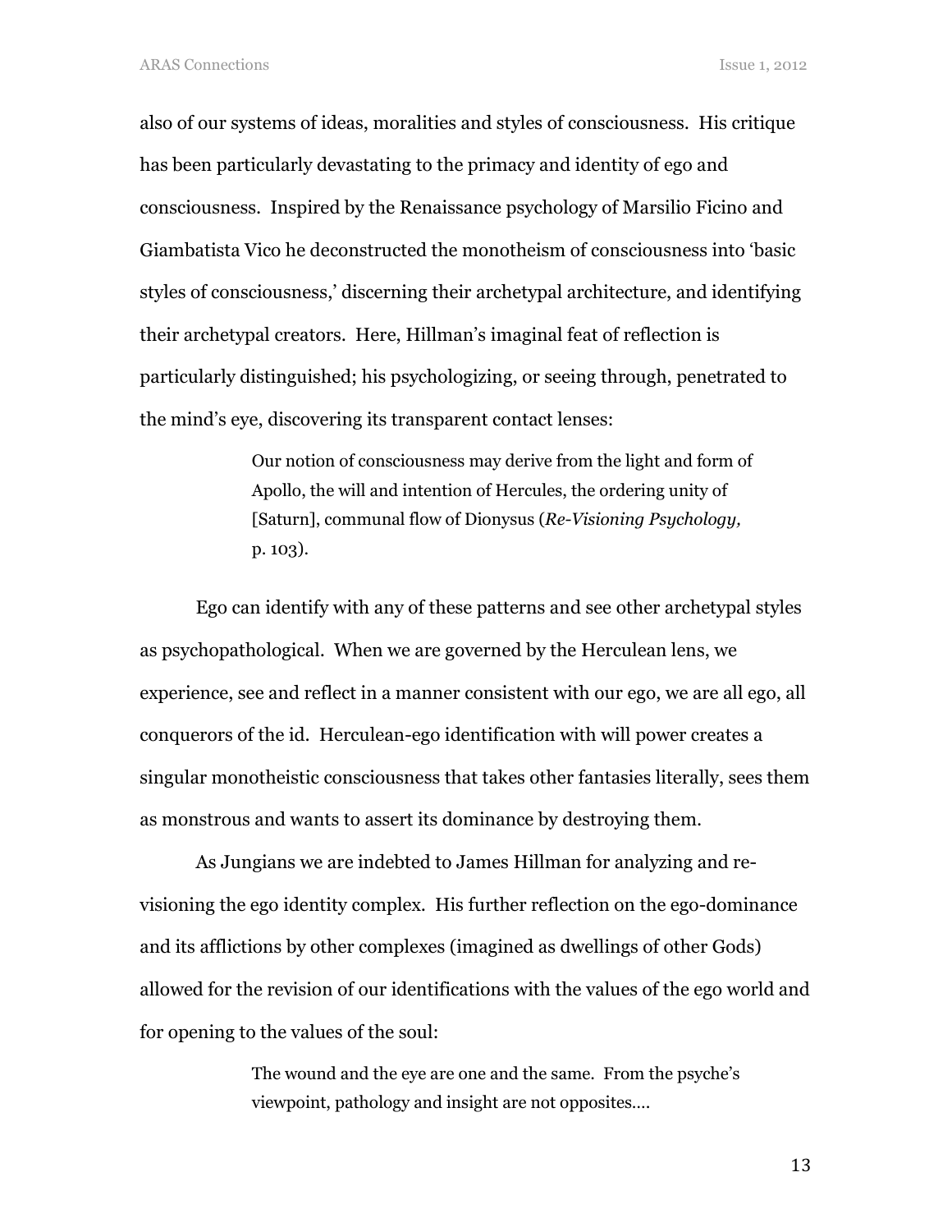also of our systems of ideas, moralities and styles of consciousness. His critique has been particularly devastating to the primacy and identity of ego and consciousness. Inspired by the Renaissance psychology of Marsilio Ficino and Giambatista Vico he deconstructed the monotheism of consciousness into 'basic styles of consciousness,' discerning their archetypal architecture, and identifying their archetypal creators. Here, Hillman's imaginal feat of reflection is particularly distinguished; his psychologizing, or seeing through, penetrated to the mind's eye, discovering its transparent contact lenses:

> Our notion of consciousness may derive from the light and form of Apollo, the will and intention of Hercules, the ordering unity of [Saturn], communal flow of Dionysus (*Re-Visioning Psychology,* p. 103).

Ego can identify with any of these patterns and see other archetypal styles as psychopathological. When we are governed by the Herculean lens, we experience, see and reflect in a manner consistent with our ego, we are all ego, all conquerors of the id. Herculean-ego identification with will power creates a singular monotheistic consciousness that takes other fantasies literally, sees them as monstrous and wants to assert its dominance by destroying them.

As Jungians we are indebted to James Hillman for analyzing and re-visioning the ego identity complex. His further reflection on the ego-dominance and its afflictions by other complexes (imagined as dwellings of other Gods) allowed for the revision of our identifications with the values of the ego world and for opening to the values of the soul:

> The wound and the eye are one and the same. From the psyche's viewpoint, pathology and insight are not opposites....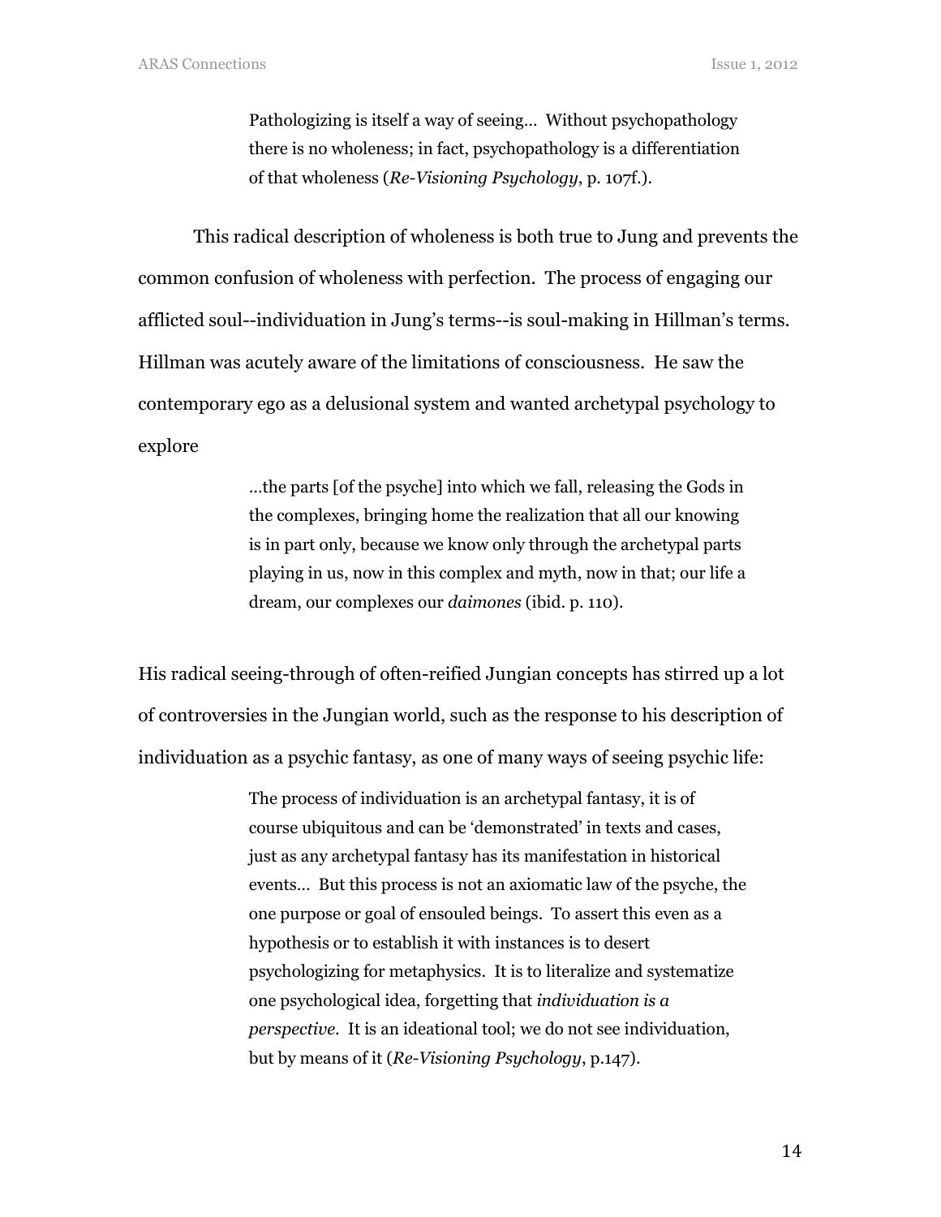> Pathologizing is itself a way of seeing… Without psychopathology there is no wholeness; in fact, psychopathology is a differentiation of that wholeness (*Re-Visioning Psychology*, p. 107f.).

This radical description of wholeness is both true to Jung and prevents the common confusion of wholeness with perfection. The process of engaging our afflicted soul--individuation in Jung's terms--is soul-making in Hillman's terms. Hillman was acutely aware of the limitations of consciousness. He saw the contemporary ego as a delusional system and wanted archetypal psychology to explore

> …the parts [of the psyche] into which we fall, releasing the Gods in the complexes, bringing home the realization that all our knowing is in part only, because we know only through the archetypal parts playing in us, now in this complex and myth, now in that; our life a dream, our complexes our *daimones* (ibid. p. 110).

His radical seeing-through of often-reified Jungian concepts has stirred up a lot of controversies in the Jungian world, such as the response to his description of individuation as a psychic fantasy, as one of many ways of seeing psychic life:

> The process of individuation is an archetypal fantasy, it is of course ubiquitous and can be 'demonstrated' in texts and cases, just as any archetypal fantasy has its manifestation in historical events… But this process is not an axiomatic law of the psyche, the one purpose or goal of ensouled beings. To assert this even as a hypothesis or to establish it with instances is to desert psychologizing for metaphysics. It is to literalize and systematize one psychological idea, forgetting that *individuation is a perspective*. It is an ideational tool; we do not see individuation, but by means of it (*Re-Visioning Psychology*, p.147).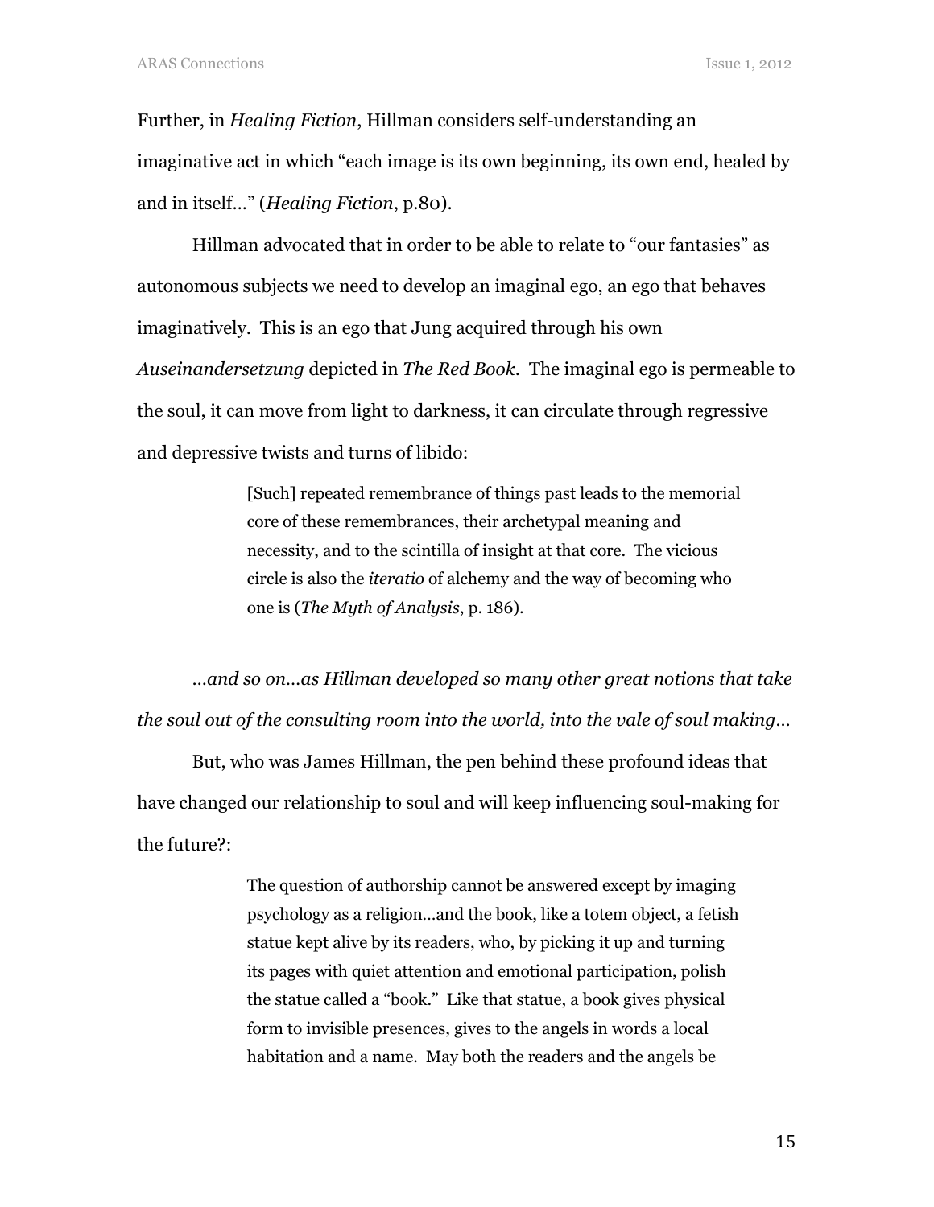Further, in *Healing Fiction*, Hillman considers self-understanding an imaginative act in which "each image is its own beginning, its own end, healed by and in itself…" (*Healing Fiction*, p.80).

Hillman advocated that in order to be able to relate to "our fantasies" as autonomous subjects we need to develop an imaginal ego, an ego that behaves imaginatively. This is an ego that Jung acquired through his own *Auseinandersetzung* depicted in *The Red Book*. The imaginal ego is permeable to the soul, it can move from light to darkness, it can circulate through regressive and depressive twists and turns of libido:

> [Such] repeated remembrance of things past leads to the memorial core of these remembrances, their archetypal meaning and necessity, and to the scintilla of insight at that core. The vicious circle is also the *iteratio* of alchemy and the way of becoming who one is (*The Myth of Analysis*, p. 186).

*…and so on…as Hillman developed so many other great notions that take the soul out of the consulting room into the world, into the vale of soul making…*

But, who was James Hillman, the pen behind these profound ideas that have changed our relationship to soul and will keep influencing soul-making for the future?:

> The question of authorship cannot be answered except by imaging psychology as a religion…and the book, like a totem object, a fetish statue kept alive by its readers, who, by picking it up and turning its pages with quiet attention and emotional participation, polish the statue called a "book." Like that statue, a book gives physical form to invisible presences, gives to the angels in words a local habitation and a name. May both the readers and the angels be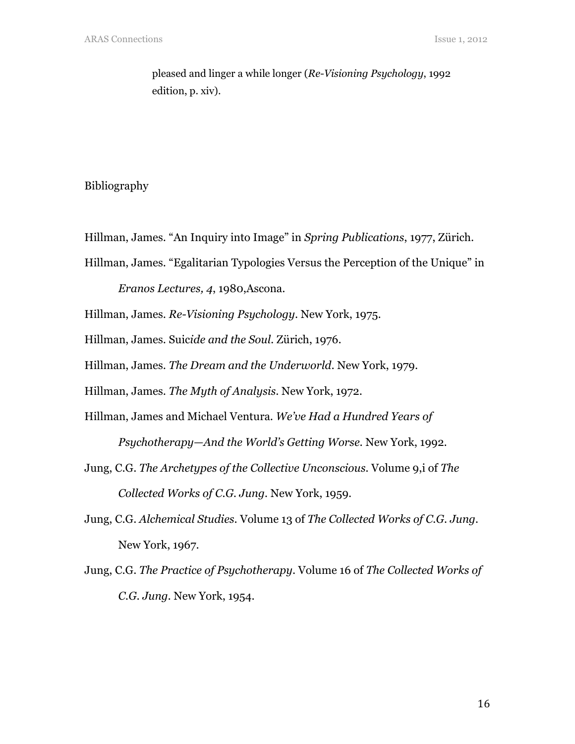> pleased and linger a while longer (*Re-Visioning Psychology*, 1992 edition, p. xiv).

Bibliography

Hillman, James. "An Inquiry into Image" in *Spring Publications*, 1977, Zürich.

Hillman, James. "Egalitarian Typologies Versus the Perception of the Unique" in *Eranos Lectures, 4*, 1980,Ascona.

Hillman, James. *Re-Visioning Psychology*. New York, 1975.

Hillman, James. Sui*cide and the Soul*. Zürich, 1976.

Hillman, James. *The Dream and the Underworld*. New York, 1979.

Hillman, James. *The Myth of Analysis*. New York, 1972.

Hillman, James and Michael Ventura. *We've Had a Hundred Years of Psychotherapy—And the World's Getting Worse*. New York, 1992.

Jung, C.G. *The Archetypes of the Collective Unconscious*. Volume 9,i of *The Collected Works of C.G. Jung*. New York, 1959.

Jung, C.G. *Alchemical Studies*. Volume 13 of *The Collected Works of C.G. Jung*. New York, 1967.

Jung, C.G. *The Practice of Psychotherapy*. Volume 16 of *The Collected Works of C.G. Jung*. New York, 1954.